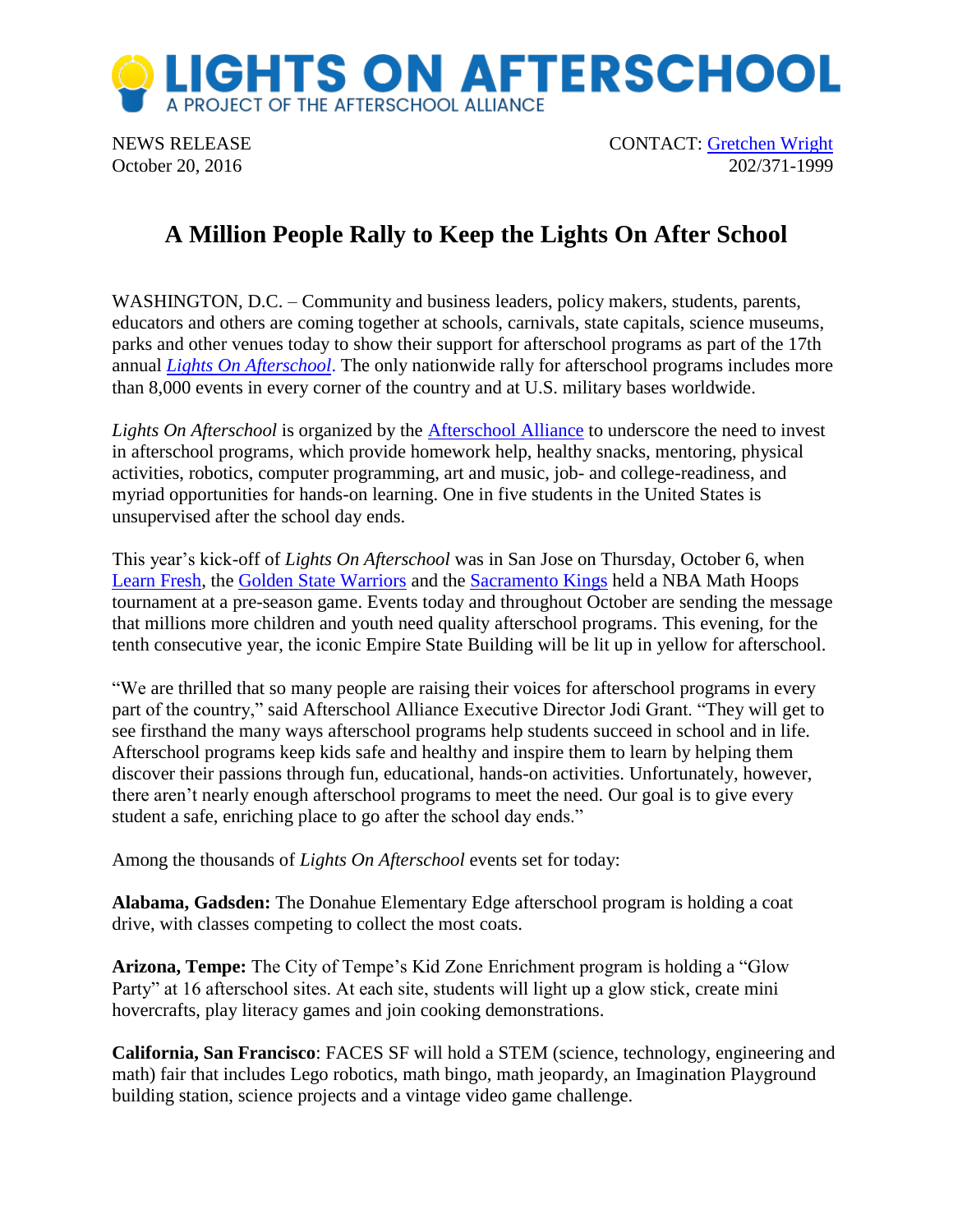# LIGHTS ON AFTERSCHOOL

A PROJECT OF THE AFTERSCHOOL ALLIANCE

NEWS RELEASE
October 20, 2016

CONTACT: Gretchen Wright
202/371-1999

## A Million People Rally to Keep the Lights On After School

WASHINGTON, D.C. – Community and business leaders, policy makers, students, parents, educators and others are coming together at schools, carnivals, state capitals, science museums, parks and other venues today to show their support for afterschool programs as part of the 17th annual *Lights On Afterschool*. The only nationwide rally for afterschool programs includes more than 8,000 events in every corner of the country and at U.S. military bases worldwide.

*Lights On Afterschool* is organized by the Afterschool Alliance to underscore the need to invest in afterschool programs, which provide homework help, healthy snacks, mentoring, physical activities, robotics, computer programming, art and music, job- and college-readiness, and myriad opportunities for hands-on learning. One in five students in the United States is unsupervised after the school day ends.

This year's kick-off of *Lights On Afterschool* was in San Jose on Thursday, October 6, when Learn Fresh, the Golden State Warriors and the Sacramento Kings held a NBA Math Hoops tournament at a pre-season game. Events today and throughout October are sending the message that millions more children and youth need quality afterschool programs. This evening, for the tenth consecutive year, the iconic Empire State Building will be lit up in yellow for afterschool.

"We are thrilled that so many people are raising their voices for afterschool programs in every part of the country," said Afterschool Alliance Executive Director Jodi Grant. "They will get to see firsthand the many ways afterschool programs help students succeed in school and in life. Afterschool programs keep kids safe and healthy and inspire them to learn by helping them discover their passions through fun, educational, hands-on activities. Unfortunately, however, there aren't nearly enough afterschool programs to meet the need. Our goal is to give every student a safe, enriching place to go after the school day ends."

Among the thousands of *Lights On Afterschool* events set for today:

**Alabama, Gadsden:** The Donahue Elementary Edge afterschool program is holding a coat drive, with classes competing to collect the most coats.

**Arizona, Tempe:** The City of Tempe's Kid Zone Enrichment program is holding a "Glow Party" at 16 afterschool sites. At each site, students will light up a glow stick, create mini hovercrafts, play literacy games and join cooking demonstrations.

**California, San Francisco**: FACES SF will hold a STEM (science, technology, engineering and math) fair that includes Lego robotics, math bingo, math jeopardy, an Imagination Playground building station, science projects and a vintage video game challenge.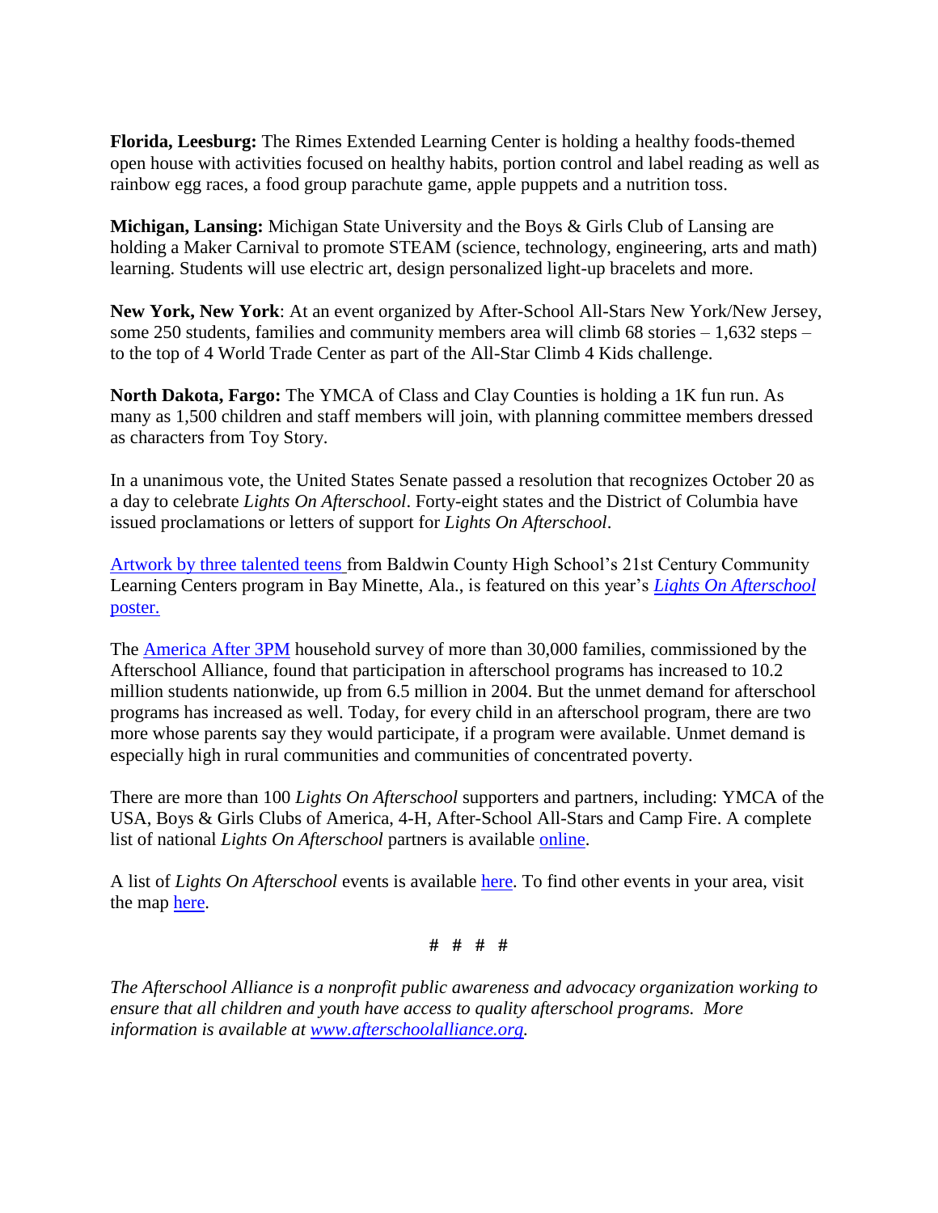**Florida, Leesburg:** The Rimes Extended Learning Center is holding a healthy foods-themed open house with activities focused on healthy habits, portion control and label reading as well as rainbow egg races, a food group parachute game, apple puppets and a nutrition toss.

**Michigan, Lansing:** Michigan State University and the Boys & Girls Club of Lansing are holding a Maker Carnival to promote STEAM (science, technology, engineering, arts and math) learning. Students will use electric art, design personalized light-up bracelets and more.

**New York, New York**: At an event organized by After-School All-Stars New York/New Jersey, some 250 students, families and community members area will climb 68 stories – 1,632 steps – to the top of 4 World Trade Center as part of the All-Star Climb 4 Kids challenge.

**North Dakota, Fargo:** The YMCA of Class and Clay Counties is holding a 1K fun run. As many as 1,500 children and staff members will join, with planning committee members dressed as characters from Toy Story.

In a unanimous vote, the United States Senate passed a resolution that recognizes October 20 as a day to celebrate *Lights On Afterschool*. Forty-eight states and the District of Columbia have issued proclamations or letters of support for *Lights On Afterschool*.

Artwork by three talented teens from Baldwin County High School's 21st Century Community Learning Centers program in Bay Minette, Ala., is featured on this year's *Lights On Afterschool* poster.

The America After 3PM household survey of more than 30,000 families, commissioned by the Afterschool Alliance, found that participation in afterschool programs has increased to 10.2 million students nationwide, up from 6.5 million in 2004. But the unmet demand for afterschool programs has increased as well. Today, for every child in an afterschool program, there are two more whose parents say they would participate, if a program were available. Unmet demand is especially high in rural communities and communities of concentrated poverty.

There are more than 100 *Lights On Afterschool* supporters and partners, including: YMCA of the USA, Boys & Girls Clubs of America, 4-H, After-School All-Stars and Camp Fire. A complete list of national *Lights On Afterschool* partners is available online.

A list of *Lights On Afterschool* events is available here. To find other events in your area, visit the map here.

**# # # #**

*The Afterschool Alliance is a nonprofit public awareness and advocacy organization working to ensure that all children and youth have access to quality afterschool programs. More information is available at www.afterschoolalliance.org.*